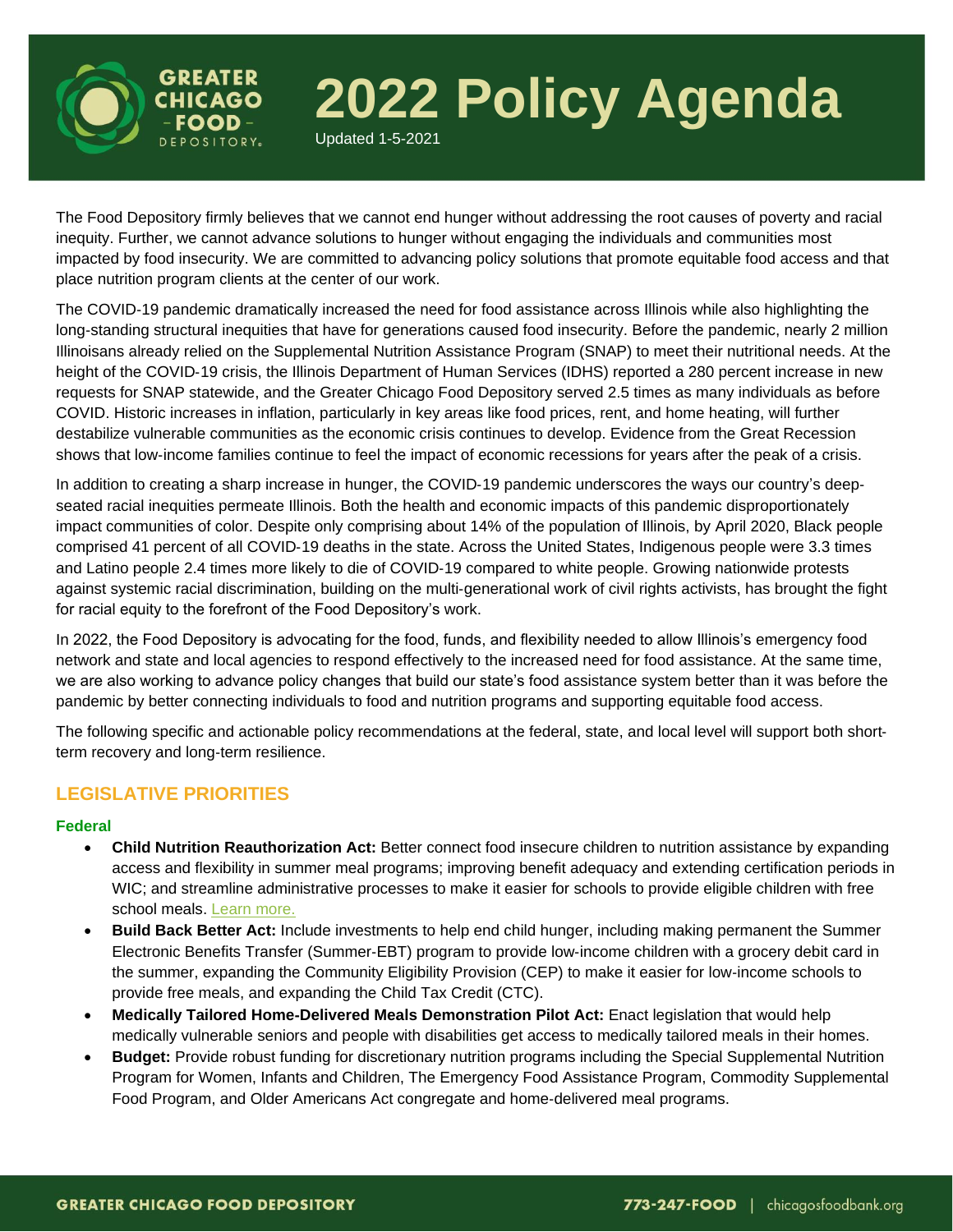# 2022 Policy Agenda

Updated 1-5-2021

The Food Depository firmly believes that we cannot end hunger without addressing the root causes of poverty and racial inequity. Further, we cannot advance solutions to hunger without engaging the individuals and communities most impacted by food insecurity. We are committed to advancing policy solutions that promote equitable food access and that place nutrition program clients at the center of our work.

The COVID-19 pandemic dramatically increased the need for food assistance across Illinois while also highlighting the long-standing structural inequities that have for generations caused food insecurity. Before the pandemic, nearly 2 million Illinoisans already relied on the Supplemental Nutrition Assistance Program (SNAP) to meet their nutritional needs. At the height of the COVID-19 crisis, the Illinois Department of Human Services (IDHS) reported a 280 percent increase in new requests for SNAP statewide, and the Greater Chicago Food Depository served 2.5 times as many individuals as before COVID. Historic increases in inflation, particularly in key areas like food prices, rent, and home heating, will further destabilize vulnerable communities as the economic crisis continues to develop. Evidence from the Great Recession shows that low-income families continue to feel the impact of economic recessions for years after the peak of a crisis.

In addition to creating a sharp increase in hunger, the COVID-19 pandemic underscores the ways our country's deep-seated racial inequities permeate Illinois. Both the health and economic impacts of this pandemic disproportionately impact communities of color. Despite only comprising about 14% of the population of Illinois, by April 2020, Black people comprised 41 percent of all COVID-19 deaths in the state. Across the United States, Indigenous people were 3.3 times and Latino people 2.4 times more likely to die of COVID-19 compared to white people. Growing nationwide protests against systemic racial discrimination, building on the multi-generational work of civil rights activists, has brought the fight for racial equity to the forefront of the Food Depository's work.

In 2022, the Food Depository is advocating for the food, funds, and flexibility needed to allow Illinois's emergency food network and state and local agencies to respond effectively to the increased need for food assistance. At the same time, we are also working to advance policy changes that build our state's food assistance system better than it was before the pandemic by better connecting individuals to food and nutrition programs and supporting equitable food access.

The following specific and actionable policy recommendations at the federal, state, and local level will support both short-term recovery and long-term resilience.

## LEGISLATIVE PRIORITIES

### Federal

- **Child Nutrition Reauthorization Act:** Better connect food insecure children to nutrition assistance by expanding access and flexibility in summer meal programs; improving benefit adequacy and extending certification periods in WIC; and streamline administrative processes to make it easier for schools to provide eligible children with free school meals. Learn more.
- **Build Back Better Act:** Include investments to help end child hunger, including making permanent the Summer Electronic Benefits Transfer (Summer-EBT) program to provide low-income children with a grocery debit card in the summer, expanding the Community Eligibility Provision (CEP) to make it easier for low-income schools to provide free meals, and expanding the Child Tax Credit (CTC).
- **Medically Tailored Home-Delivered Meals Demonstration Pilot Act:** Enact legislation that would help medically vulnerable seniors and people with disabilities get access to medically tailored meals in their homes.
- **Budget:** Provide robust funding for discretionary nutrition programs including the Special Supplemental Nutrition Program for Women, Infants and Children, The Emergency Food Assistance Program, Commodity Supplemental Food Program, and Older Americans Act congregate and home-delivered meal programs.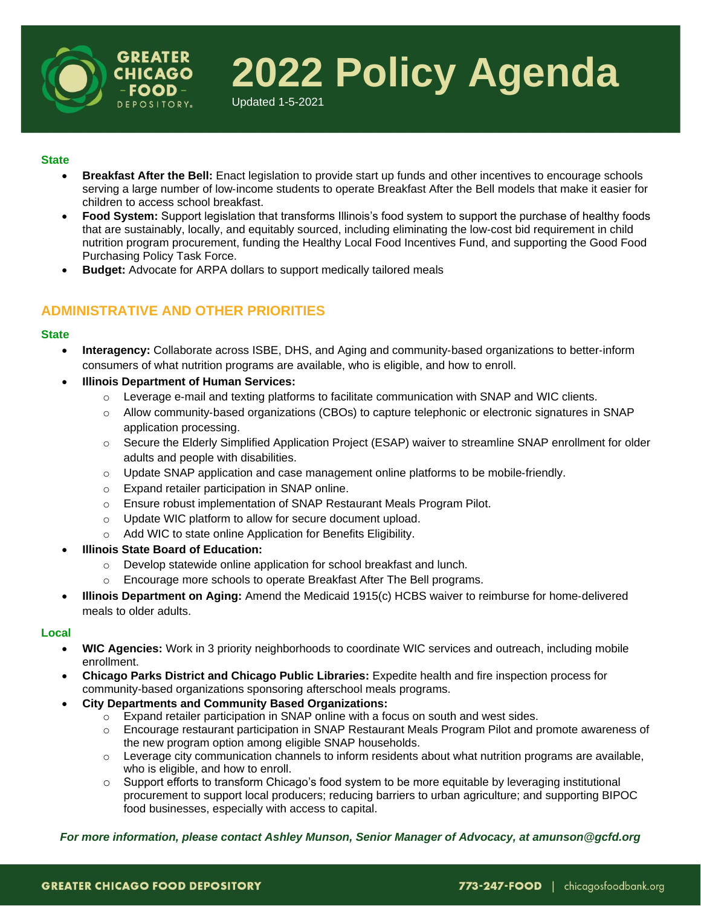# 2022 Policy Agenda

Updated 1-5-2021

**State**

- **Breakfast After the Bell:** Enact legislation to provide start up funds and other incentives to encourage schools serving a large number of low-income students to operate Breakfast After the Bell models that make it easier for children to access school breakfast.
- **Food System:** Support legislation that transforms Illinois's food system to support the purchase of healthy foods that are sustainably, locally, and equitably sourced, including eliminating the low-cost bid requirement in child nutrition program procurement, funding the Healthy Local Food Incentives Fund, and supporting the Good Food Purchasing Policy Task Force.
- **Budget:** Advocate for ARPA dollars to support medically tailored meals

## ADMINISTRATIVE AND OTHER PRIORITIES

**State**

- **Interagency:** Collaborate across ISBE, DHS, and Aging and community-based organizations to better-inform consumers of what nutrition programs are available, who is eligible, and how to enroll.
- **Illinois Department of Human Services:**
  - Leverage e-mail and texting platforms to facilitate communication with SNAP and WIC clients.
  - Allow community-based organizations (CBOs) to capture telephonic or electronic signatures in SNAP application processing.
  - Secure the Elderly Simplified Application Project (ESAP) waiver to streamline SNAP enrollment for older adults and people with disabilities.
  - Update SNAP application and case management online platforms to be mobile-friendly.
  - Expand retailer participation in SNAP online.
  - Ensure robust implementation of SNAP Restaurant Meals Program Pilot.
  - Update WIC platform to allow for secure document upload.
  - Add WIC to state online Application for Benefits Eligibility.
- **Illinois State Board of Education:**
  - Develop statewide online application for school breakfast and lunch.
  - Encourage more schools to operate Breakfast After The Bell programs.
- **Illinois Department on Aging:** Amend the Medicaid 1915(c) HCBS waiver to reimburse for home-delivered meals to older adults.

**Local**

- **WIC Agencies:** Work in 3 priority neighborhoods to coordinate WIC services and outreach, including mobile enrollment.
- **Chicago Parks District and Chicago Public Libraries:** Expedite health and fire inspection process for community-based organizations sponsoring afterschool meals programs.
- **City Departments and Community Based Organizations:**
  - Expand retailer participation in SNAP online with a focus on south and west sides.
  - Encourage restaurant participation in SNAP Restaurant Meals Program Pilot and promote awareness of the new program option among eligible SNAP households.
  - Leverage city communication channels to inform residents about what nutrition programs are available, who is eligible, and how to enroll.
  - Support efforts to transform Chicago's food system to be more equitable by leveraging institutional procurement to support local producers; reducing barriers to urban agriculture; and supporting BIPOC food businesses, especially with access to capital.

***For more information, please contact Ashley Munson, Senior Manager of Advocacy, at amunson@gcfd.org***